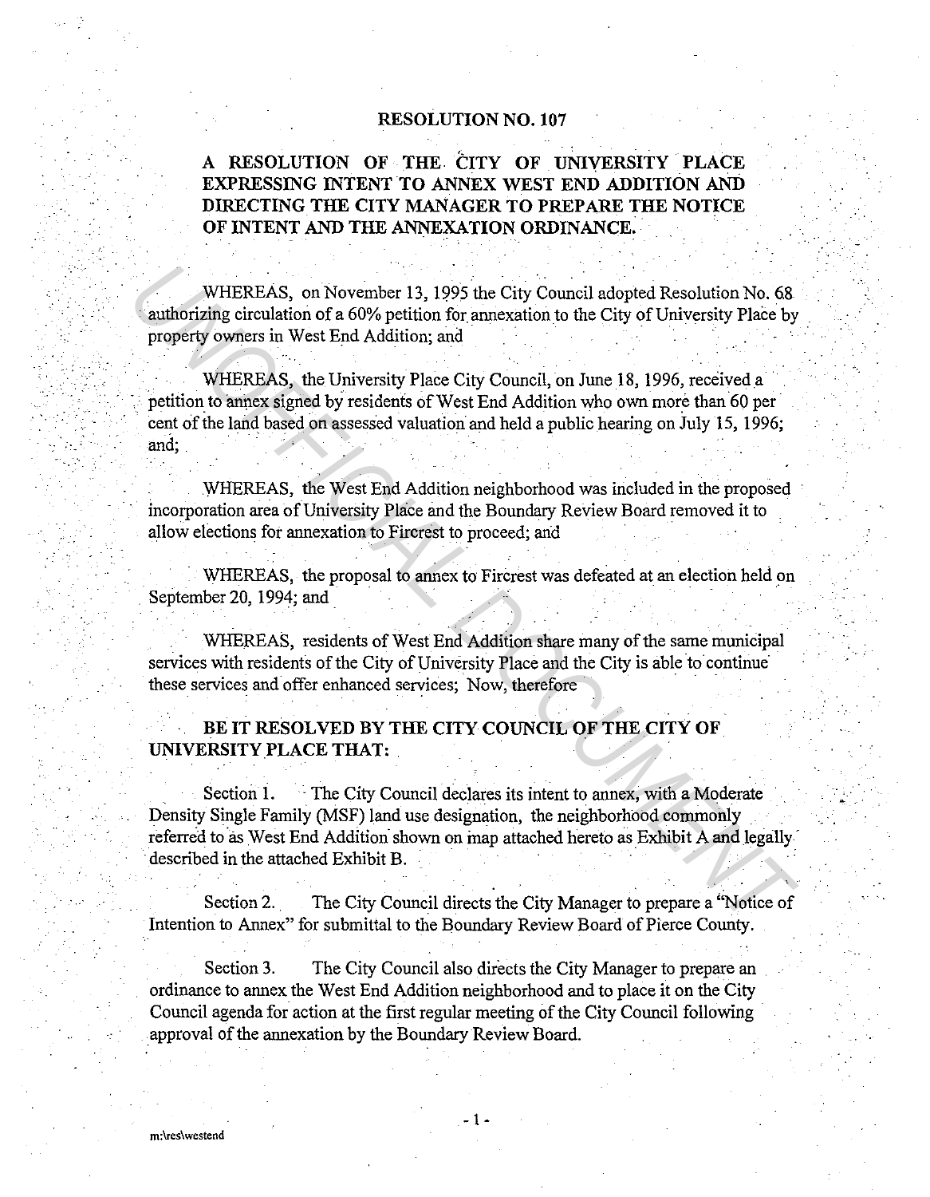# RESOLUTION NO. 107

## A RESOLUTION OF THE CITY OF UNIVERSITY PLACE EXPRESSING INTENT TO ANNEX WEST END ADDITION AND DIRECTING THE CITY MANAGER TO PREPARE THE NOTICE OF INTENT AND THE ANNEXATION ORDINANCE.

WHEREAS, on November 13, 1995 the City Council adopted Resolution No. 68 authorizing circulation of a 60% petition for annexation to the City of University Place by property owners in West End Addition; and

WHEREAS, the University Place City Council, on June 18, 1996, received a petition to annex signed by residents of West End Addition who own more than 60 per cent of the land based on assessed valuation and held a public hearing on July 15, 1996; and;

WHEREAS, the West End Addition neighborhood was included in the proposed incorporation area of University Place and the Boundary Review Board removed it to allow elections for annexation to Fircrest to proceed; and

WHEREAS, the proposal to annex to Fircrest was defeated at an election held on September 20, 1994; and

WHEREAS, residents of West End Addition share many of the same municipal services with residents of the City of University Place and the City is able to continue these services and offer enhanced services; Now, therefore

**BE IT RESOLVED BY THE CITY COUNCIL OF THE CITY OF UNIVERSITY PLACE THAT:**

Section 1. The City Council declares its intent to annex, with a Moderate Density Single Family (MSF) land use designation, the neighborhood commonly referred to as West End Addition shown on map attached hereto as Exhibit A and legally described in the attached Exhibit B.

Section 2. The City Council directs the City Manager to prepare a "Notice of Intention to Annex" for submittal to the Boundary Review Board of Pierce County.

Section 3. The City Council also directs the City Manager to prepare an ordinance to annex the West End Addition neighborhood and to place it on the City Council agenda for action at the first regular meeting of the City Council following approval of the annexation by the Boundary Review Board.

m:\res\westend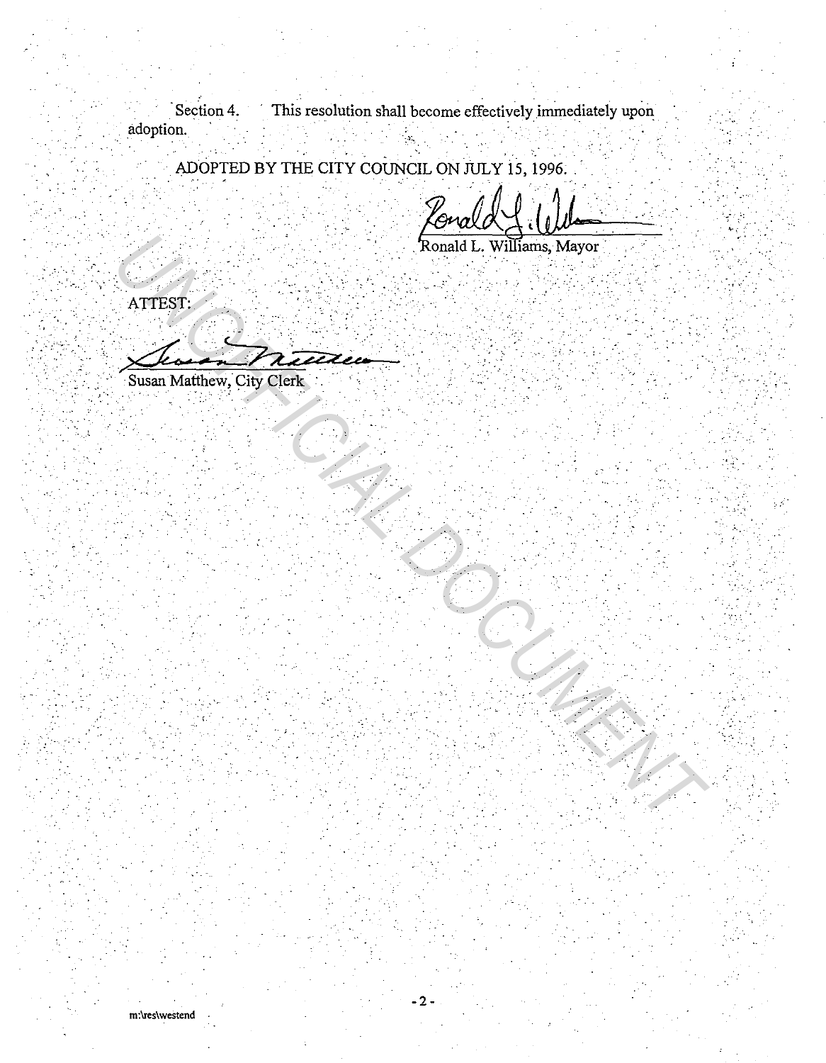Section 4. This resolution shall become effectively immediately upon adoption.

ADOPTED BY THE CITY COUNCIL ON JULY 15, 1996.

Ronald L. Williams, Mayor

ATTEST:

Susan Matthew, City Clerk

m:\res\westend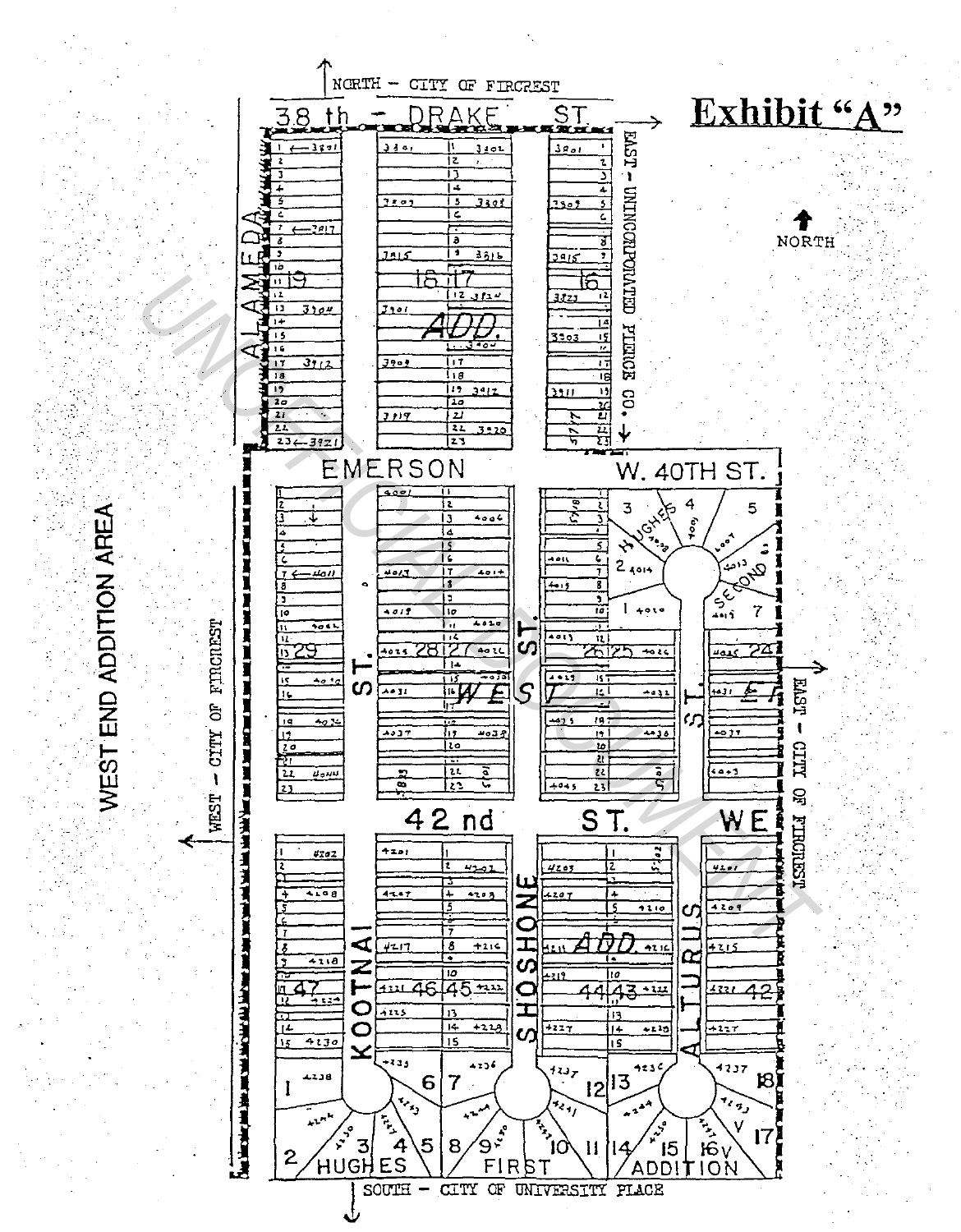# Exhibit "A"

NORTH – CITY OF FIRCREST

38 th – DRAKE ST.

EAST – UNINCORPORATED PIERCE CO.

NORTH

ALAMEDA

EMERSON

W. 40TH ST.

HUGHES SECOND

ST.

WEST ST.

ST.

42 nd ST. WE

KOOTNAI

SHOSHONE

ALTURUS

ADD.

WEST END ADDITION AREA

WEST – CITY OF FIRCREST

EAST – CITY OF FIRCREST

HUGHES FIRST ADDITION

SOUTH – CITY OF UNIVERSITY PLACE

UNOFFICIAL DOCUMENT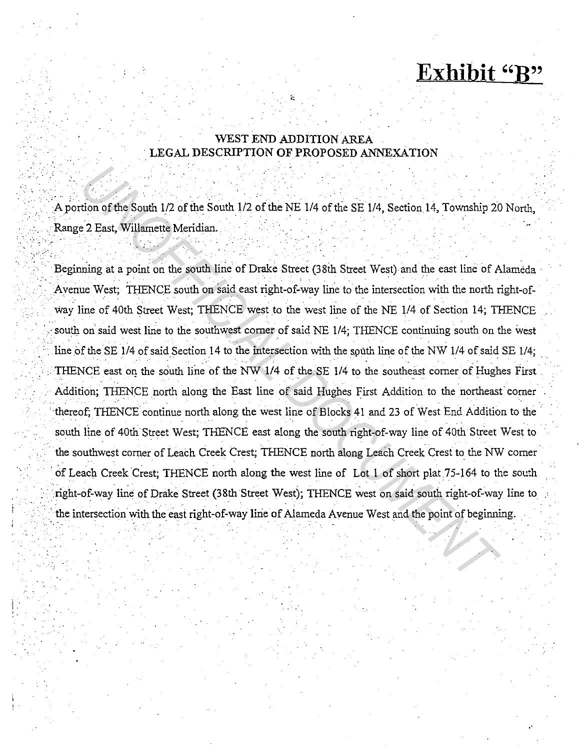# Exhibit "B"

## WEST END ADDITION AREA
## LEGAL DESCRIPTION OF PROPOSED ANNEXATION

A portion of the South 1/2 of the South 1/2 of the NE 1/4 of the SE 1/4, Section 14, Township 20 North, Range 2 East, Willamette Meridian.

Beginning at a point on the south line of Drake Street (38th Street West) and the east line of Alameda Avenue West; THENCE south on said east right-of-way line to the intersection with the north right-of-way line of 40th Street West; THENCE west to the west line of the NE 1/4 of Section 14; THENCE south on said west line to the southwest corner of said NE 1/4; THENCE continuing south on the west line of the SE 1/4 of said Section 14 to the intersection with the south line of the NW 1/4 of said SE 1/4; THENCE east on the south line of the NW 1/4 of the SE 1/4 to the southeast corner of Hughes First Addition; THENCE north along the East line of said Hughes First Addition to the northeast corner thereof; THENCE continue north along the west line of Blocks 41 and 23 of West End Addition to the south line of 40th Street West; THENCE east along the south right-of-way line of 40th Street West to the southwest corner of Leach Creek Crest; THENCE north along Leach Creek Crest to the NW corner of Leach Creek Crest; THENCE north along the west line of Lot 1 of short plat 75-164 to the south right-of-way line of Drake Street (38th Street West); THENCE west on said south right-of-way line to the intersection with the east right-of-way line of Alameda Avenue West and the point of beginning.